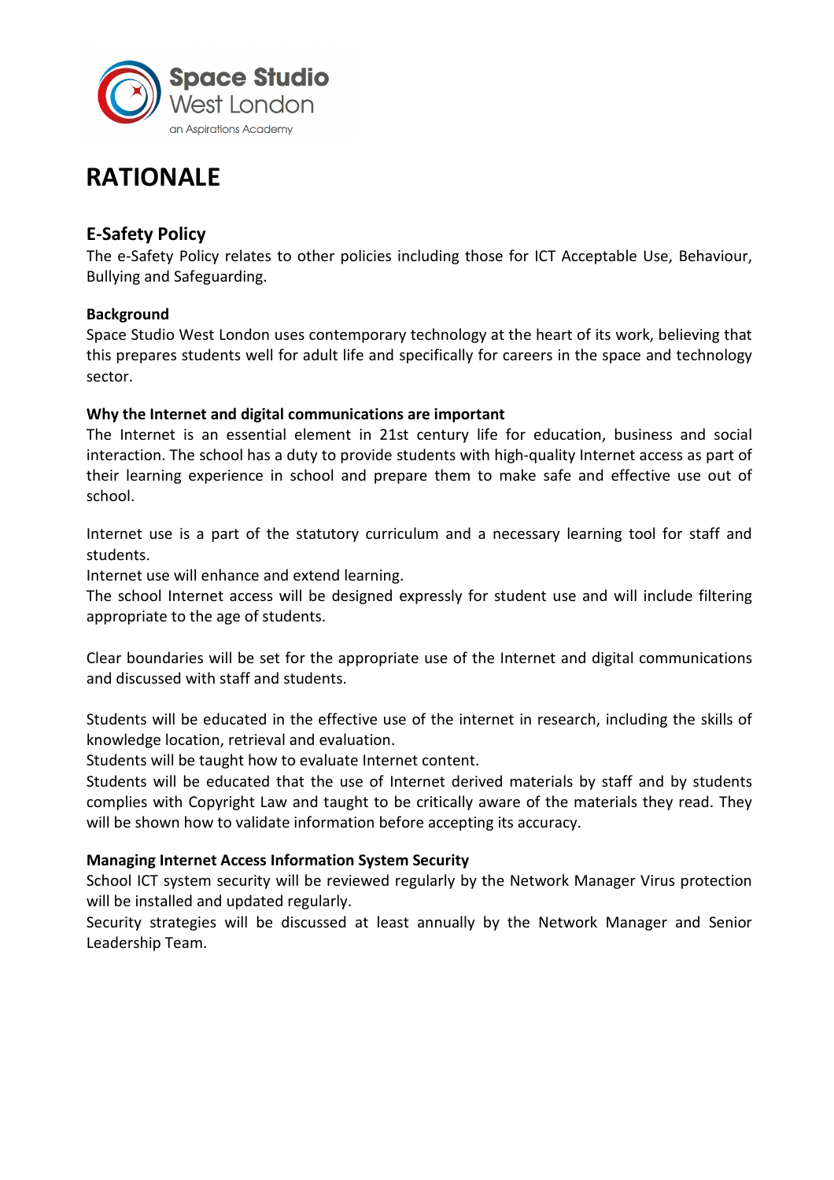Space Studio West London
an Aspirations Academy

# RATIONALE

## E-Safety Policy

The e-Safety Policy relates to other policies including those for ICT Acceptable Use, Behaviour, Bullying and Safeguarding.

**Background**

Space Studio West London uses contemporary technology at the heart of its work, believing that this prepares students well for adult life and specifically for careers in the space and technology sector.

**Why the Internet and digital communications are important**

The Internet is an essential element in 21st century life for education, business and social interaction. The school has a duty to provide students with high-quality Internet access as part of their learning experience in school and prepare them to make safe and effective use out of school.

Internet use is a part of the statutory curriculum and a necessary learning tool for staff and students.
Internet use will enhance and extend learning.
The school Internet access will be designed expressly for student use and will include filtering appropriate to the age of students.

Clear boundaries will be set for the appropriate use of the Internet and digital communications and discussed with staff and students.

Students will be educated in the effective use of the internet in research, including the skills of knowledge location, retrieval and evaluation.
Students will be taught how to evaluate Internet content.
Students will be educated that the use of Internet derived materials by staff and by students complies with Copyright Law and taught to be critically aware of the materials they read. They will be shown how to validate information before accepting its accuracy.

**Managing Internet Access Information System Security**

School ICT system security will be reviewed regularly by the Network Manager Virus protection will be installed and updated regularly.
Security strategies will be discussed at least annually by the Network Manager and Senior Leadership Team.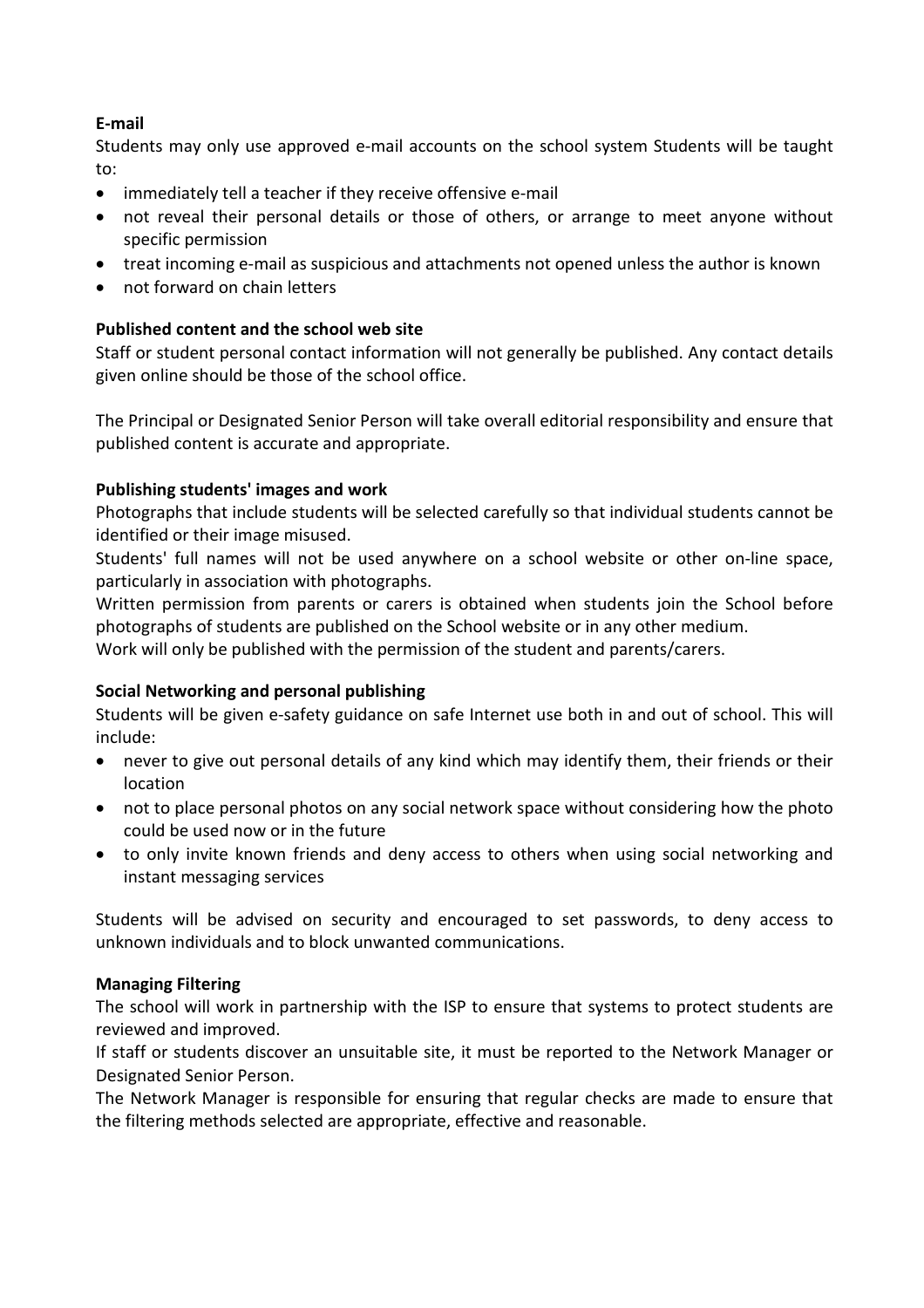**E-mail**

Students may only use approved e-mail accounts on the school system Students will be taught to:

- immediately tell a teacher if they receive offensive e-mail
- not reveal their personal details or those of others, or arrange to meet anyone without specific permission
- treat incoming e-mail as suspicious and attachments not opened unless the author is known
- not forward on chain letters

**Published content and the school web site**

Staff or student personal contact information will not generally be published. Any contact details given online should be those of the school office.

The Principal or Designated Senior Person will take overall editorial responsibility and ensure that published content is accurate and appropriate.

**Publishing students' images and work**

Photographs that include students will be selected carefully so that individual students cannot be identified or their image misused.

Students' full names will not be used anywhere on a school website or other on-line space, particularly in association with photographs.

Written permission from parents or carers is obtained when students join the School before photographs of students are published on the School website or in any other medium.

Work will only be published with the permission of the student and parents/carers.

**Social Networking and personal publishing**

Students will be given e-safety guidance on safe Internet use both in and out of school. This will include:

- never to give out personal details of any kind which may identify them, their friends or their location
- not to place personal photos on any social network space without considering how the photo could be used now or in the future
- to only invite known friends and deny access to others when using social networking and instant messaging services

Students will be advised on security and encouraged to set passwords, to deny access to unknown individuals and to block unwanted communications.

**Managing Filtering**

The school will work in partnership with the ISP to ensure that systems to protect students are reviewed and improved.

If staff or students discover an unsuitable site, it must be reported to the Network Manager or Designated Senior Person.

The Network Manager is responsible for ensuring that regular checks are made to ensure that the filtering methods selected are appropriate, effective and reasonable.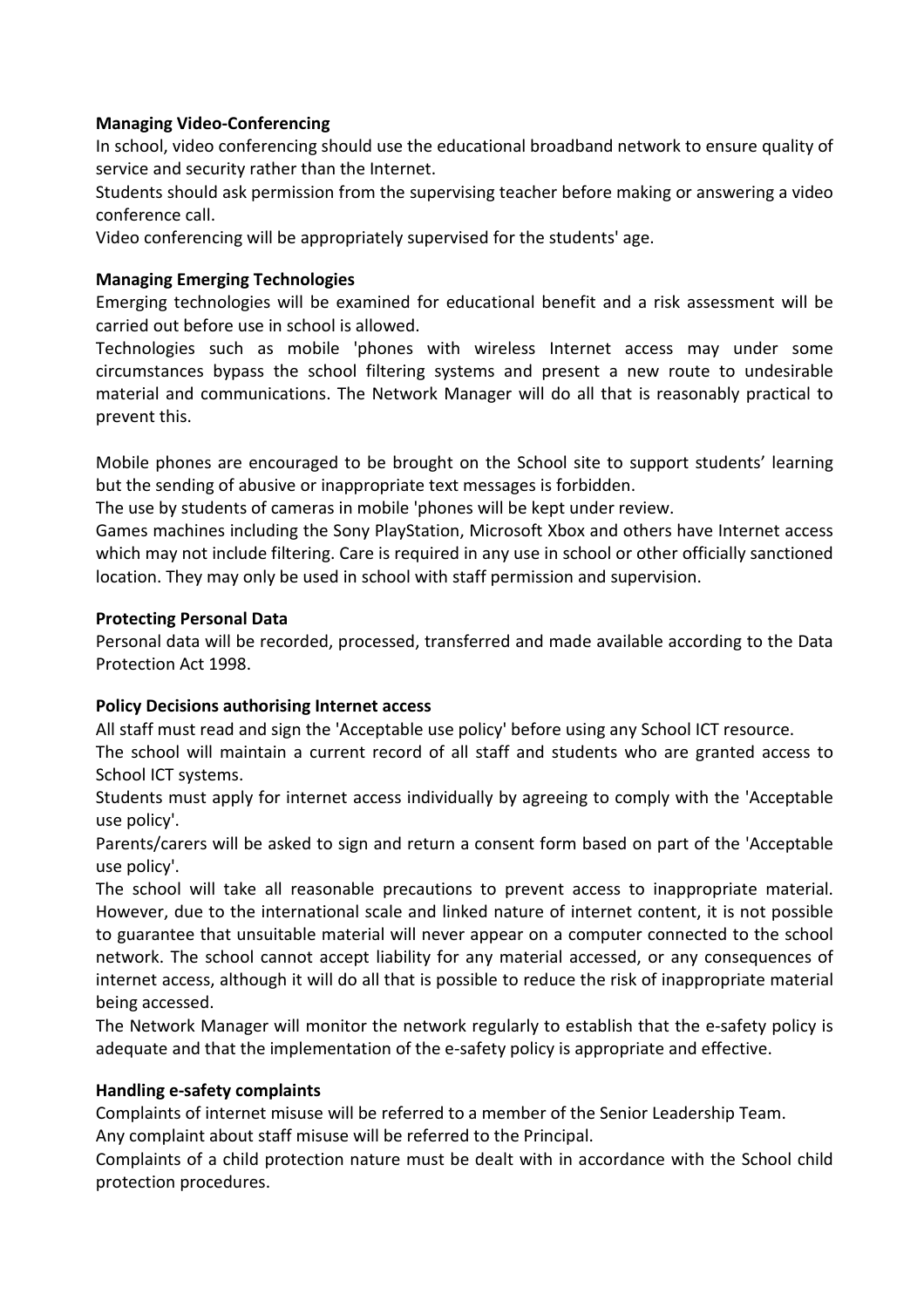**Managing Video-Conferencing**

In school, video conferencing should use the educational broadband network to ensure quality of service and security rather than the Internet.

Students should ask permission from the supervising teacher before making or answering a video conference call.

Video conferencing will be appropriately supervised for the students' age.

**Managing Emerging Technologies**

Emerging technologies will be examined for educational benefit and a risk assessment will be carried out before use in school is allowed.

Technologies such as mobile 'phones with wireless Internet access may under some circumstances bypass the school filtering systems and present a new route to undesirable material and communications. The Network Manager will do all that is reasonably practical to prevent this.

Mobile phones are encouraged to be brought on the School site to support students' learning but the sending of abusive or inappropriate text messages is forbidden.

The use by students of cameras in mobile 'phones will be kept under review.

Games machines including the Sony PlayStation, Microsoft Xbox and others have Internet access which may not include filtering. Care is required in any use in school or other officially sanctioned location. They may only be used in school with staff permission and supervision.

**Protecting Personal Data**

Personal data will be recorded, processed, transferred and made available according to the Data Protection Act 1998.

**Policy Decisions authorising Internet access**

All staff must read and sign the 'Acceptable use policy' before using any School ICT resource.

The school will maintain a current record of all staff and students who are granted access to School ICT systems.

Students must apply for internet access individually by agreeing to comply with the 'Acceptable use policy'.

Parents/carers will be asked to sign and return a consent form based on part of the 'Acceptable use policy'.

The school will take all reasonable precautions to prevent access to inappropriate material. However, due to the international scale and linked nature of internet content, it is not possible to guarantee that unsuitable material will never appear on a computer connected to the school network. The school cannot accept liability for any material accessed, or any consequences of internet access, although it will do all that is possible to reduce the risk of inappropriate material being accessed.

The Network Manager will monitor the network regularly to establish that the e-safety policy is adequate and that the implementation of the e-safety policy is appropriate and effective.

**Handling e-safety complaints**

Complaints of internet misuse will be referred to a member of the Senior Leadership Team.

Any complaint about staff misuse will be referred to the Principal.

Complaints of a child protection nature must be dealt with in accordance with the School child protection procedures.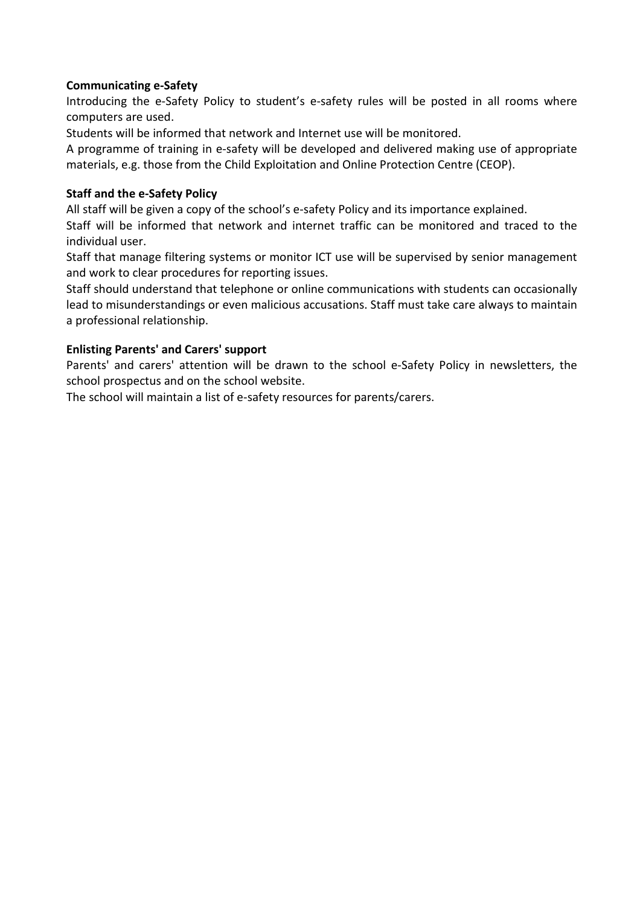**Communicating e-Safety**

Introducing the e-Safety Policy to student's e-safety rules will be posted in all rooms where computers are used.

Students will be informed that network and Internet use will be monitored.

A programme of training in e-safety will be developed and delivered making use of appropriate materials, e.g. those from the Child Exploitation and Online Protection Centre (CEOP).

**Staff and the e-Safety Policy**

All staff will be given a copy of the school's e-safety Policy and its importance explained.

Staff will be informed that network and internet traffic can be monitored and traced to the individual user.

Staff that manage filtering systems or monitor ICT use will be supervised by senior management and work to clear procedures for reporting issues.

Staff should understand that telephone or online communications with students can occasionally lead to misunderstandings or even malicious accusations. Staff must take care always to maintain a professional relationship.

**Enlisting Parents' and Carers' support**

Parents' and carers' attention will be drawn to the school e-Safety Policy in newsletters, the school prospectus and on the school website.

The school will maintain a list of e-safety resources for parents/carers.